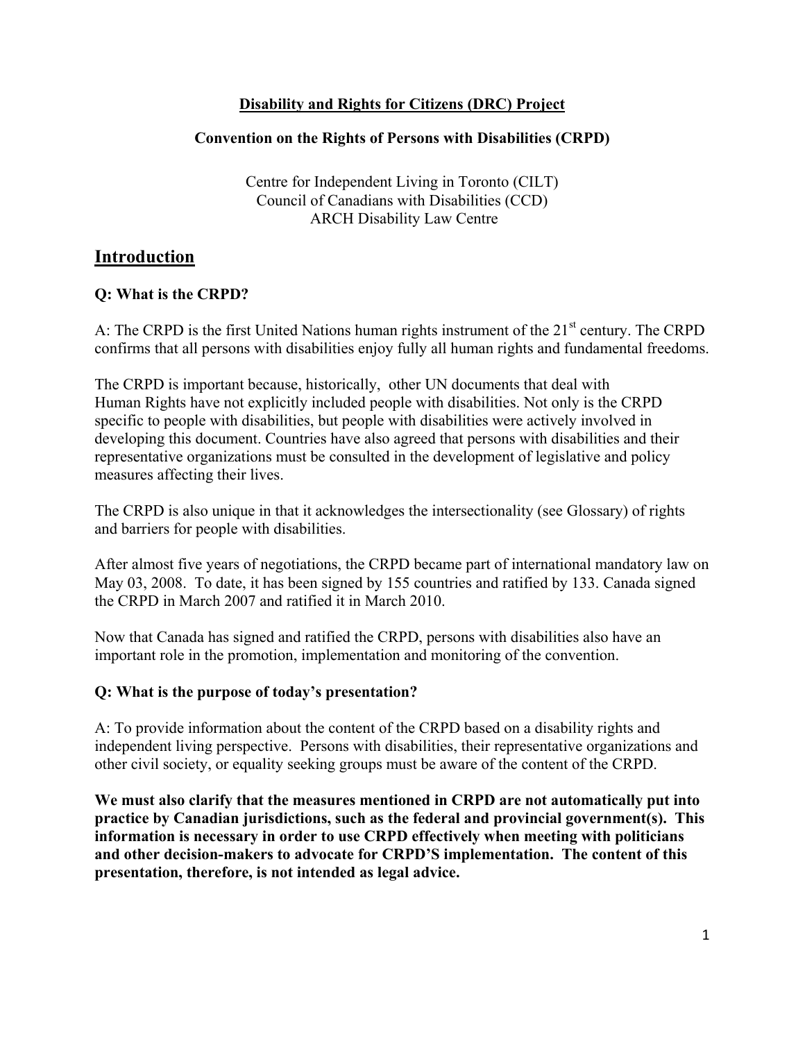**Disability and Rights for Citizens (DRC) Project**

**Convention on the Rights of Persons with Disabilities (CRPD)**

Centre for Independent Living in Toronto (CILT)
Council of Canadians with Disabilities (CCD)
ARCH Disability Law Centre

## Introduction

**Q: What is the CRPD?**

A: The CRPD is the first United Nations human rights instrument of the 21st century. The CRPD confirms that all persons with disabilities enjoy fully all human rights and fundamental freedoms.

The CRPD is important because, historically, other UN documents that deal with Human Rights have not explicitly included people with disabilities. Not only is the CRPD specific to people with disabilities, but people with disabilities were actively involved in developing this document. Countries have also agreed that persons with disabilities and their representative organizations must be consulted in the development of legislative and policy measures affecting their lives.

The CRPD is also unique in that it acknowledges the intersectionality (see Glossary) of rights and barriers for people with disabilities.

After almost five years of negotiations, the CRPD became part of international mandatory law on May 03, 2008. To date, it has been signed by 155 countries and ratified by 133. Canada signed the CRPD in March 2007 and ratified it in March 2010.

Now that Canada has signed and ratified the CRPD, persons with disabilities also have an important role in the promotion, implementation and monitoring of the convention.

**Q: What is the purpose of today's presentation?**

A: To provide information about the content of the CRPD based on a disability rights and independent living perspective. Persons with disabilities, their representative organizations and other civil society, or equality seeking groups must be aware of the content of the CRPD.

**We must also clarify that the measures mentioned in CRPD are not automatically put into practice by Canadian jurisdictions, such as the federal and provincial government(s). This information is necessary in order to use CRPD effectively when meeting with politicians and other decision-makers to advocate for CRPD'S implementation. The content of this presentation, therefore, is not intended as legal advice.**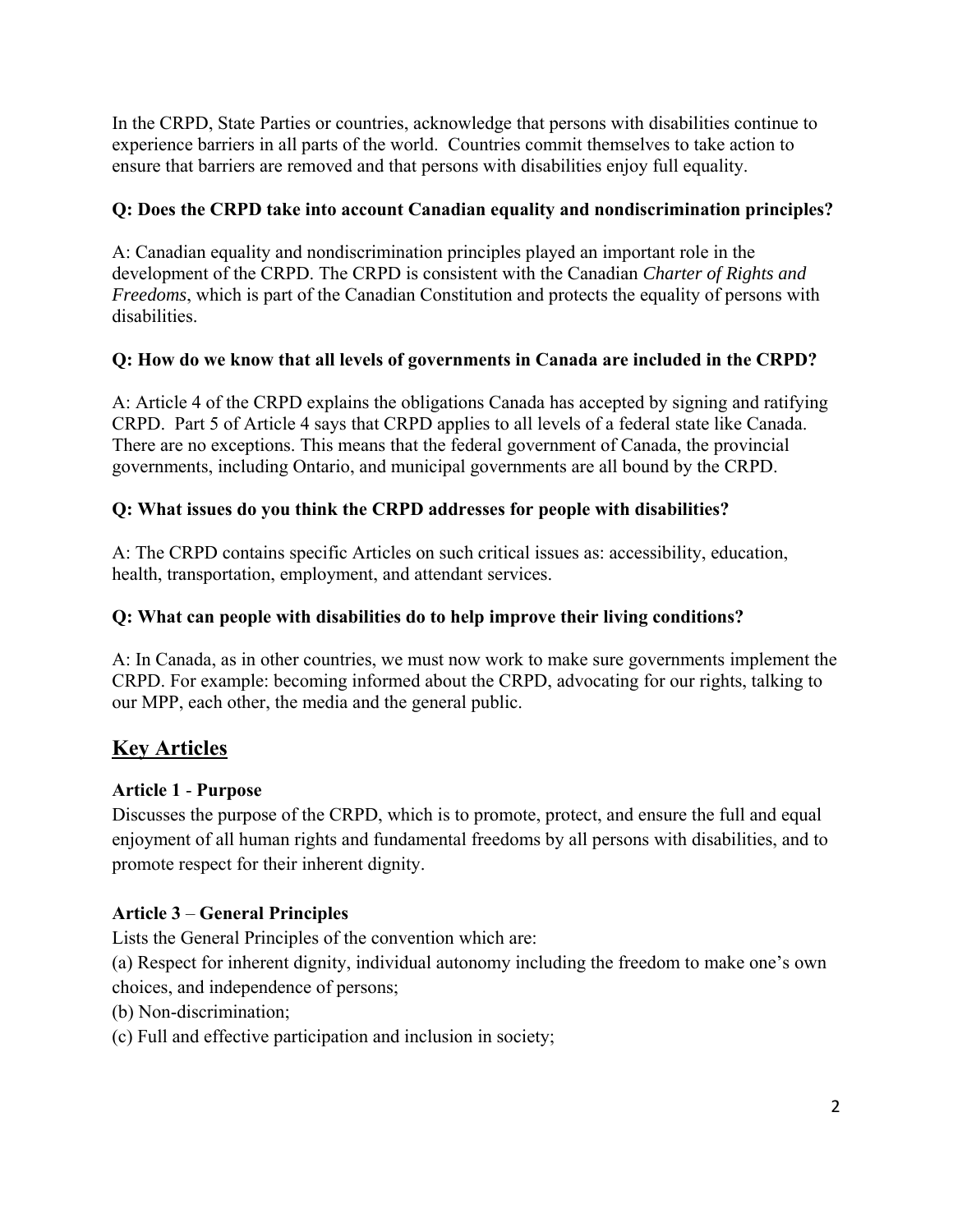In the CRPD, State Parties or countries, acknowledge that persons with disabilities continue to experience barriers in all parts of the world. Countries commit themselves to take action to ensure that barriers are removed and that persons with disabilities enjoy full equality.

**Q: Does the CRPD take into account Canadian equality and nondiscrimination principles?**

A: Canadian equality and nondiscrimination principles played an important role in the development of the CRPD. The CRPD is consistent with the Canadian *Charter of Rights and Freedoms*, which is part of the Canadian Constitution and protects the equality of persons with disabilities.

**Q: How do we know that all levels of governments in Canada are included in the CRPD?**

A: Article 4 of the CRPD explains the obligations Canada has accepted by signing and ratifying CRPD. Part 5 of Article 4 says that CRPD applies to all levels of a federal state like Canada. There are no exceptions. This means that the federal government of Canada, the provincial governments, including Ontario, and municipal governments are all bound by the CRPD.

**Q: What issues do you think the CRPD addresses for people with disabilities?**

A: The CRPD contains specific Articles on such critical issues as: accessibility, education, health, transportation, employment, and attendant services.

**Q: What can people with disabilities do to help improve their living conditions?**

A: In Canada, as in other countries, we must now work to make sure governments implement the CRPD. For example: becoming informed about the CRPD, advocating for our rights, talking to our MPP, each other, the media and the general public.

## Key Articles

**Article 1** - **Purpose**
Discusses the purpose of the CRPD, which is to promote, protect, and ensure the full and equal enjoyment of all human rights and fundamental freedoms by all persons with disabilities, and to promote respect for their inherent dignity.

**Article 3** – **General Principles**
Lists the General Principles of the convention which are:
(a) Respect for inherent dignity, individual autonomy including the freedom to make one's own choices, and independence of persons;
(b) Non-discrimination;
(c) Full and effective participation and inclusion in society;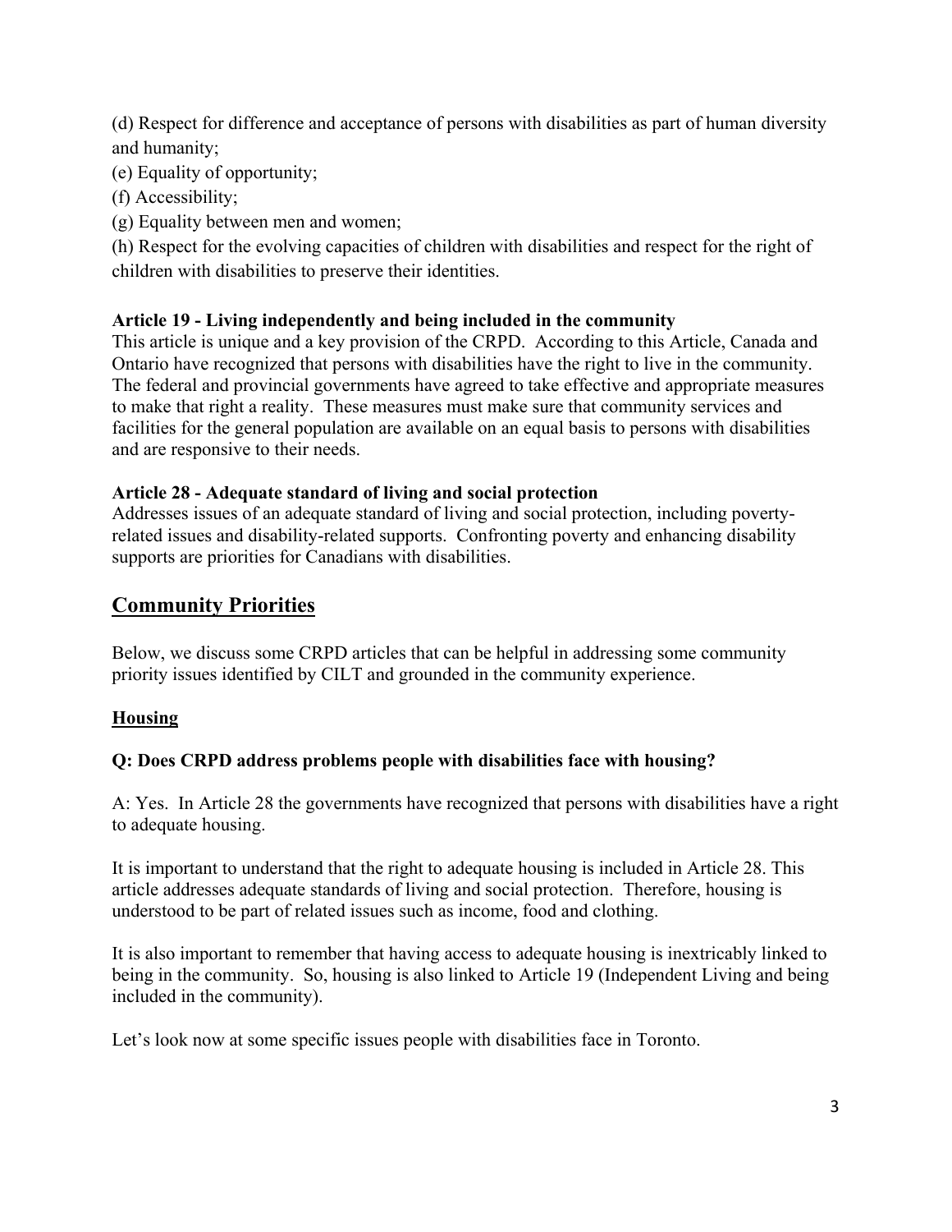(d) Respect for difference and acceptance of persons with disabilities as part of human diversity and humanity;

(e) Equality of opportunity;

(f) Accessibility;

(g) Equality between men and women;

(h) Respect for the evolving capacities of children with disabilities and respect for the right of children with disabilities to preserve their identities.

**Article 19 - Living independently and being included in the community**

This article is unique and a key provision of the CRPD. According to this Article, Canada and Ontario have recognized that persons with disabilities have the right to live in the community. The federal and provincial governments have agreed to take effective and appropriate measures to make that right a reality. These measures must make sure that community services and facilities for the general population are available on an equal basis to persons with disabilities and are responsive to their needs.

**Article 28 - Adequate standard of living and social protection**

Addresses issues of an adequate standard of living and social protection, including poverty-related issues and disability-related supports. Confronting poverty and enhancing disability supports are priorities for Canadians with disabilities.

## Community Priorities

Below, we discuss some CRPD articles that can be helpful in addressing some community priority issues identified by CILT and grounded in the community experience.

### Housing

**Q: Does CRPD address problems people with disabilities face with housing?**

A: Yes. In Article 28 the governments have recognized that persons with disabilities have a right to adequate housing.

It is important to understand that the right to adequate housing is included in Article 28. This article addresses adequate standards of living and social protection. Therefore, housing is understood to be part of related issues such as income, food and clothing.

It is also important to remember that having access to adequate housing is inextricably linked to being in the community. So, housing is also linked to Article 19 (Independent Living and being included in the community).

Let's look now at some specific issues people with disabilities face in Toronto.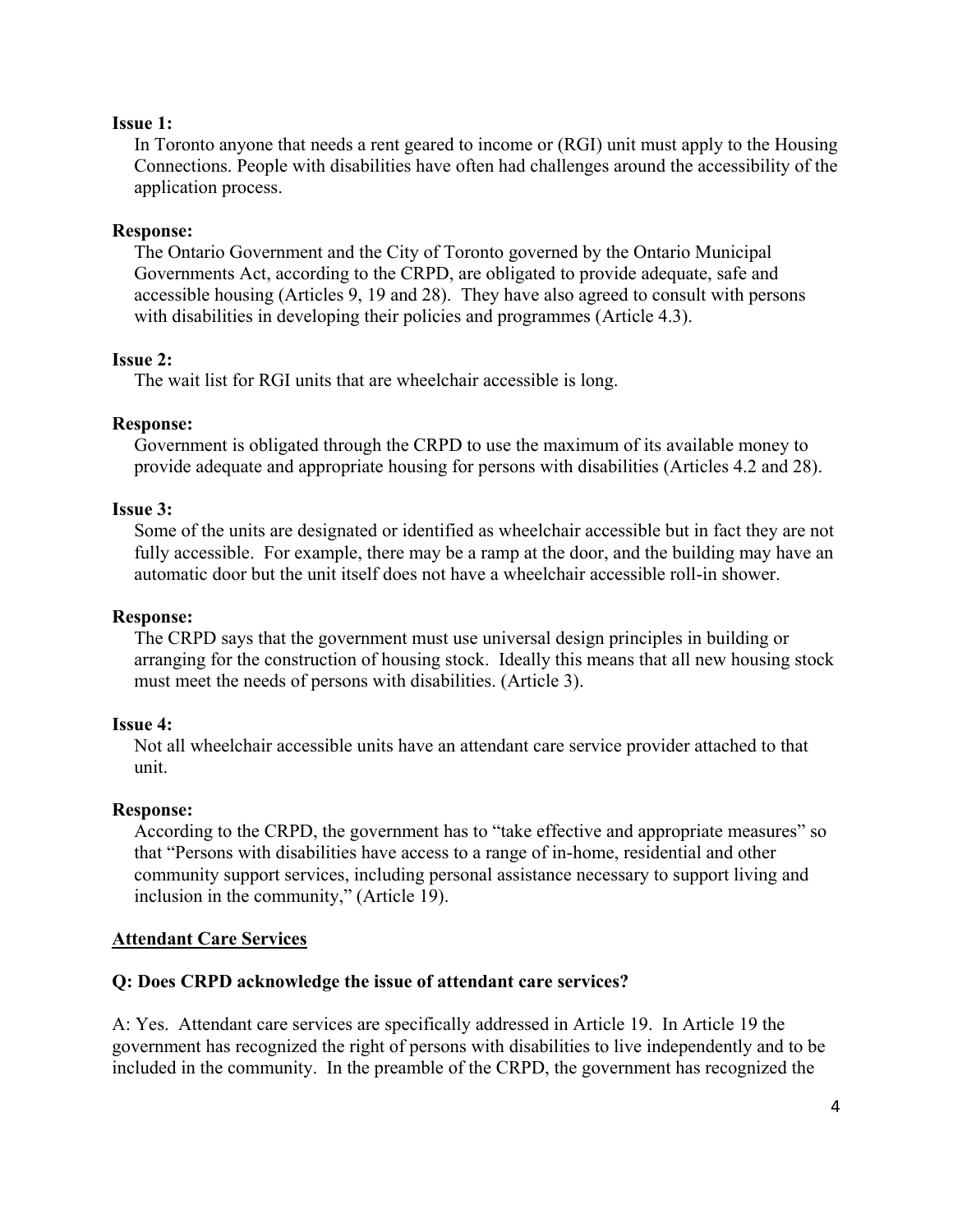**Issue 1:**

In Toronto anyone that needs a rent geared to income or (RGI) unit must apply to the Housing Connections. People with disabilities have often had challenges around the accessibility of the application process.

**Response:**

The Ontario Government and the City of Toronto governed by the Ontario Municipal Governments Act, according to the CRPD, are obligated to provide adequate, safe and accessible housing (Articles 9, 19 and 28). They have also agreed to consult with persons with disabilities in developing their policies and programmes (Article 4.3).

**Issue 2:**

The wait list for RGI units that are wheelchair accessible is long.

**Response:**

Government is obligated through the CRPD to use the maximum of its available money to provide adequate and appropriate housing for persons with disabilities (Articles 4.2 and 28).

**Issue 3:**

Some of the units are designated or identified as wheelchair accessible but in fact they are not fully accessible. For example, there may be a ramp at the door, and the building may have an automatic door but the unit itself does not have a wheelchair accessible roll-in shower.

**Response:**

The CRPD says that the government must use universal design principles in building or arranging for the construction of housing stock. Ideally this means that all new housing stock must meet the needs of persons with disabilities. (Article 3).

**Issue 4:**

Not all wheelchair accessible units have an attendant care service provider attached to that unit.

**Response:**

According to the CRPD, the government has to "take effective and appropriate measures" so that "Persons with disabilities have access to a range of in-home, residential and other community support services, including personal assistance necessary to support living and inclusion in the community," (Article 19).

## Attendant Care Services

**Q: Does CRPD acknowledge the issue of attendant care services?**

A: Yes. Attendant care services are specifically addressed in Article 19. In Article 19 the government has recognized the right of persons with disabilities to live independently and to be included in the community. In the preamble of the CRPD, the government has recognized the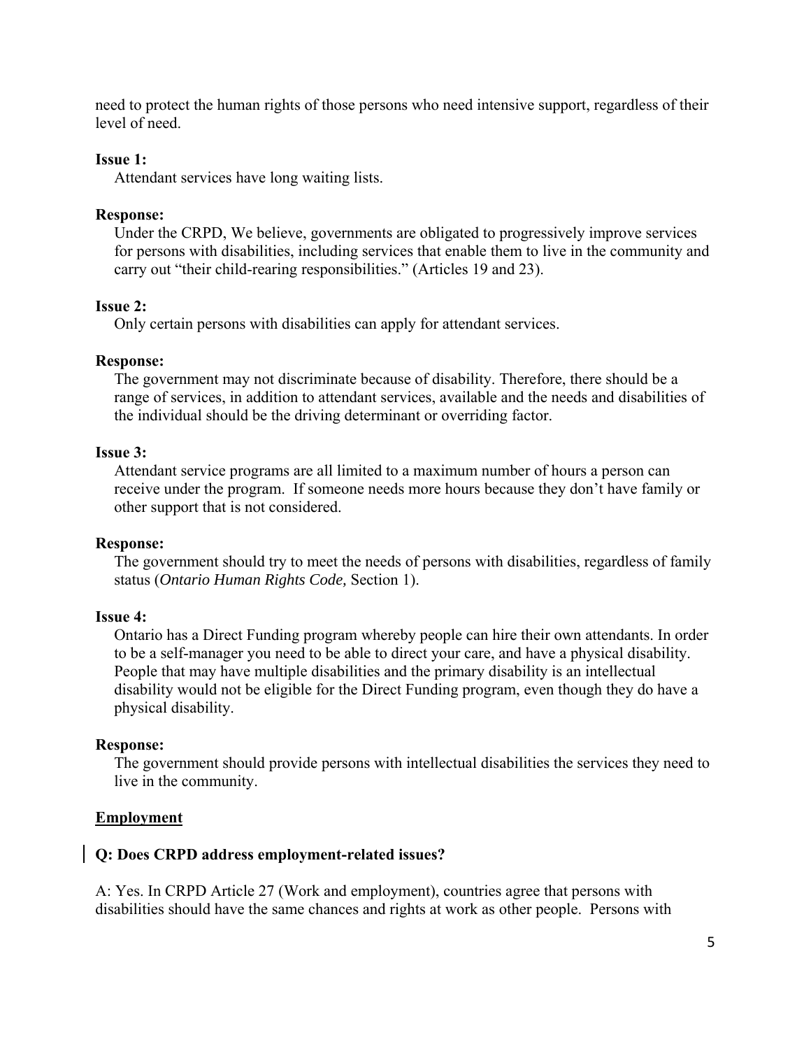need to protect the human rights of those persons who need intensive support, regardless of their level of need.

**Issue 1:**

Attendant services have long waiting lists.

**Response:**

Under the CRPD, We believe, governments are obligated to progressively improve services for persons with disabilities, including services that enable them to live in the community and carry out "their child-rearing responsibilities." (Articles 19 and 23).

**Issue 2:**

Only certain persons with disabilities can apply for attendant services.

**Response:**

The government may not discriminate because of disability. Therefore, there should be a range of services, in addition to attendant services, available and the needs and disabilities of the individual should be the driving determinant or overriding factor.

**Issue 3:**

Attendant service programs are all limited to a maximum number of hours a person can receive under the program. If someone needs more hours because they don't have family or other support that is not considered.

**Response:**

The government should try to meet the needs of persons with disabilities, regardless of family status (*Ontario Human Rights Code,* Section 1).

**Issue 4:**

Ontario has a Direct Funding program whereby people can hire their own attendants. In order to be a self-manager you need to be able to direct your care, and have a physical disability. People that may have multiple disabilities and the primary disability is an intellectual disability would not be eligible for the Direct Funding program, even though they do have a physical disability.

**Response:**

The government should provide persons with intellectual disabilities the services they need to live in the community.

## Employment

**Q: Does CRPD address employment-related issues?**

A: Yes. In CRPD Article 27 (Work and employment), countries agree that persons with disabilities should have the same chances and rights at work as other people. Persons with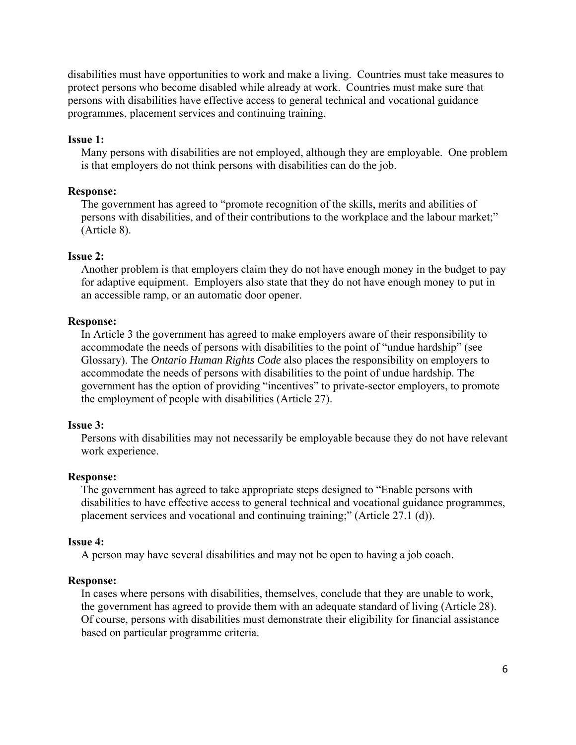disabilities must have opportunities to work and make a living. Countries must take measures to protect persons who become disabled while already at work. Countries must make sure that persons with disabilities have effective access to general technical and vocational guidance programmes, placement services and continuing training.

**Issue 1:**

Many persons with disabilities are not employed, although they are employable. One problem is that employers do not think persons with disabilities can do the job.

**Response:**

The government has agreed to "promote recognition of the skills, merits and abilities of persons with disabilities, and of their contributions to the workplace and the labour market;" (Article 8).

**Issue 2:**

Another problem is that employers claim they do not have enough money in the budget to pay for adaptive equipment. Employers also state that they do not have enough money to put in an accessible ramp, or an automatic door opener.

**Response:**

In Article 3 the government has agreed to make employers aware of their responsibility to accommodate the needs of persons with disabilities to the point of "undue hardship" (see Glossary). The *Ontario Human Rights Code* also places the responsibility on employers to accommodate the needs of persons with disabilities to the point of undue hardship. The government has the option of providing "incentives" to private-sector employers, to promote the employment of people with disabilities (Article 27).

**Issue 3:**

Persons with disabilities may not necessarily be employable because they do not have relevant work experience.

**Response:**

The government has agreed to take appropriate steps designed to "Enable persons with disabilities to have effective access to general technical and vocational guidance programmes, placement services and vocational and continuing training;" (Article 27.1 (d)).

**Issue 4:**

A person may have several disabilities and may not be open to having a job coach.

**Response:**

In cases where persons with disabilities, themselves, conclude that they are unable to work, the government has agreed to provide them with an adequate standard of living (Article 28). Of course, persons with disabilities must demonstrate their eligibility for financial assistance based on particular programme criteria.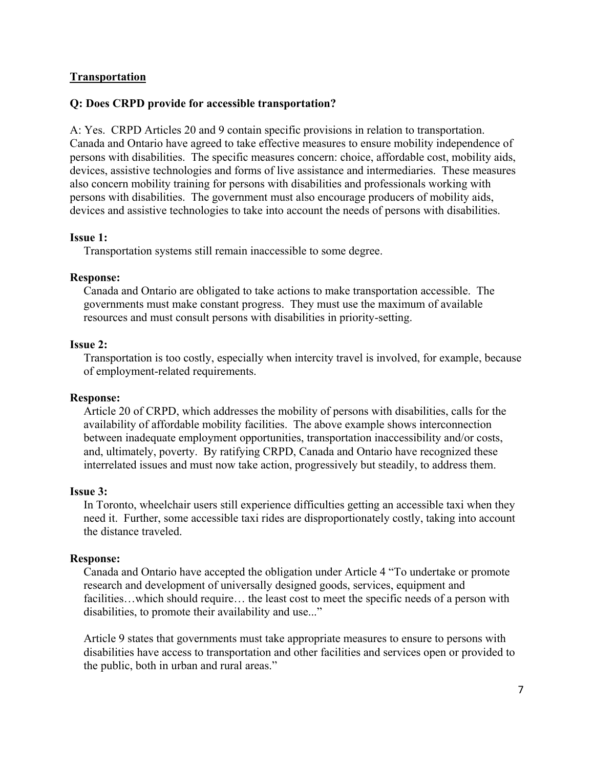## Transportation

### Q: Does CRPD provide for accessible transportation?

A: Yes. CRPD Articles 20 and 9 contain specific provisions in relation to transportation. Canada and Ontario have agreed to take effective measures to ensure mobility independence of persons with disabilities. The specific measures concern: choice, affordable cost, mobility aids, devices, assistive technologies and forms of live assistance and intermediaries. These measures also concern mobility training for persons with disabilities and professionals working with persons with disabilities. The government must also encourage producers of mobility aids, devices and assistive technologies to take into account the needs of persons with disabilities.

**Issue 1:**

Transportation systems still remain inaccessible to some degree.

**Response:**

Canada and Ontario are obligated to take actions to make transportation accessible. The governments must make constant progress. They must use the maximum of available resources and must consult persons with disabilities in priority-setting.

**Issue 2:**

Transportation is too costly, especially when intercity travel is involved, for example, because of employment-related requirements.

**Response:**

Article 20 of CRPD, which addresses the mobility of persons with disabilities, calls for the availability of affordable mobility facilities. The above example shows interconnection between inadequate employment opportunities, transportation inaccessibility and/or costs, and, ultimately, poverty. By ratifying CRPD, Canada and Ontario have recognized these interrelated issues and must now take action, progressively but steadily, to address them.

**Issue 3:**

In Toronto, wheelchair users still experience difficulties getting an accessible taxi when they need it. Further, some accessible taxi rides are disproportionately costly, taking into account the distance traveled.

**Response:**

Canada and Ontario have accepted the obligation under Article 4 "To undertake or promote research and development of universally designed goods, services, equipment and facilities…which should require… the least cost to meet the specific needs of a person with disabilities, to promote their availability and use..."

Article 9 states that governments must take appropriate measures to ensure to persons with disabilities have access to transportation and other facilities and services open or provided to the public, both in urban and rural areas."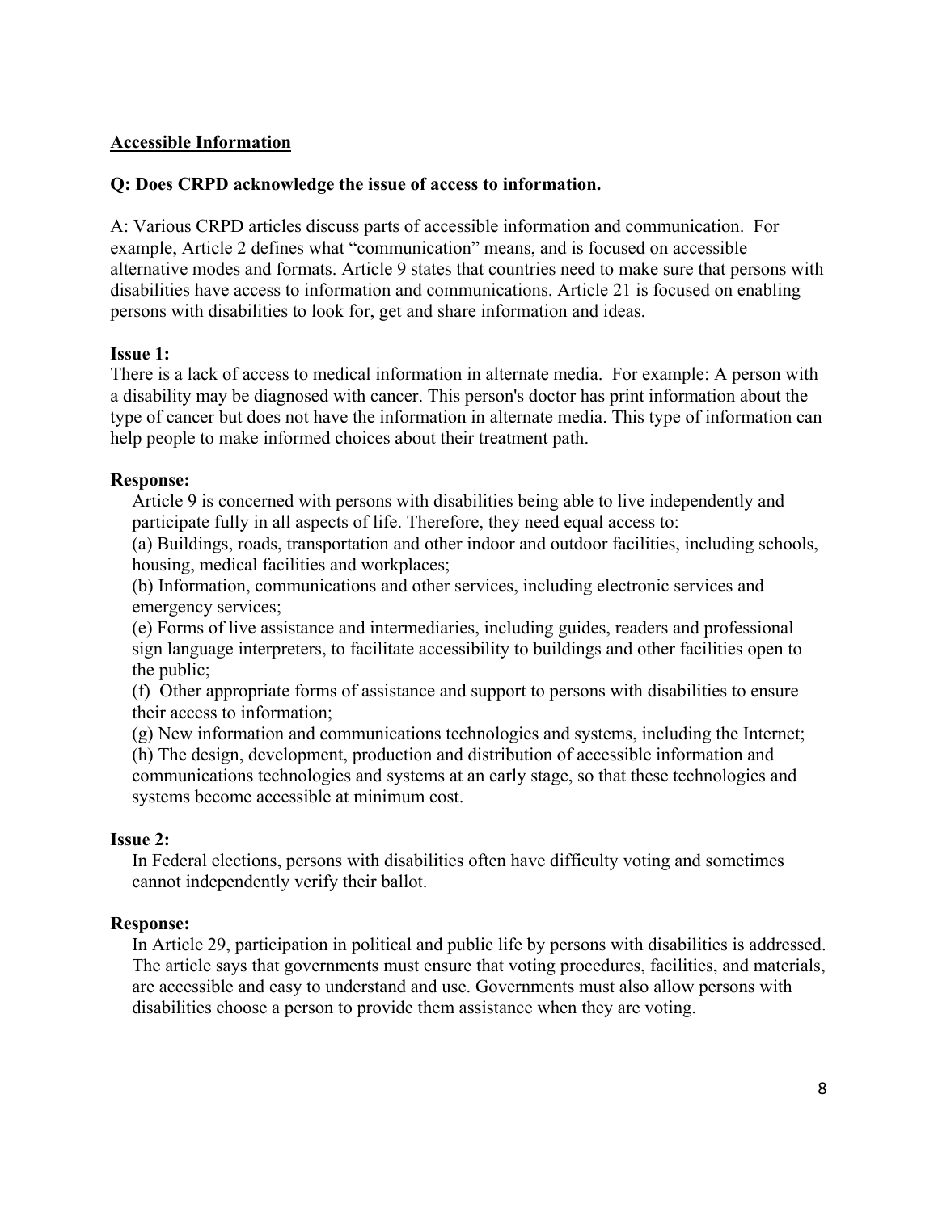## Accessible Information

**Q: Does CRPD acknowledge the issue of access to information.**

A: Various CRPD articles discuss parts of accessible information and communication. For example, Article 2 defines what "communication" means, and is focused on accessible alternative modes and formats. Article 9 states that countries need to make sure that persons with disabilities have access to information and communications. Article 21 is focused on enabling persons with disabilities to look for, get and share information and ideas.

**Issue 1:**

There is a lack of access to medical information in alternate media. For example: A person with a disability may be diagnosed with cancer. This person's doctor has print information about the type of cancer but does not have the information in alternate media. This type of information can help people to make informed choices about their treatment path.

**Response:**

Article 9 is concerned with persons with disabilities being able to live independently and participate fully in all aspects of life. Therefore, they need equal access to:

(a) Buildings, roads, transportation and other indoor and outdoor facilities, including schools, housing, medical facilities and workplaces;

(b) Information, communications and other services, including electronic services and emergency services;

(e) Forms of live assistance and intermediaries, including guides, readers and professional sign language interpreters, to facilitate accessibility to buildings and other facilities open to the public;

(f) Other appropriate forms of assistance and support to persons with disabilities to ensure their access to information;

(g) New information and communications technologies and systems, including the Internet;

(h) The design, development, production and distribution of accessible information and communications technologies and systems at an early stage, so that these technologies and systems become accessible at minimum cost.

**Issue 2:**

In Federal elections, persons with disabilities often have difficulty voting and sometimes cannot independently verify their ballot.

**Response:**

In Article 29, participation in political and public life by persons with disabilities is addressed. The article says that governments must ensure that voting procedures, facilities, and materials, are accessible and easy to understand and use. Governments must also allow persons with disabilities choose a person to provide them assistance when they are voting.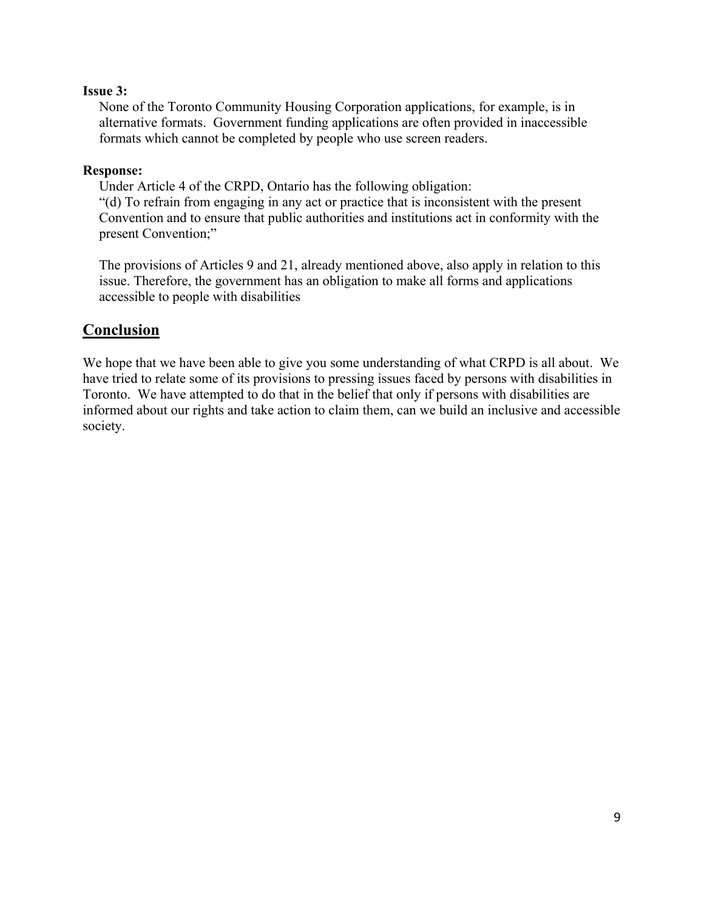**Issue 3:**

None of the Toronto Community Housing Corporation applications, for example, is in alternative formats. Government funding applications are often provided in inaccessible formats which cannot be completed by people who use screen readers.

**Response:**

Under Article 4 of the CRPD, Ontario has the following obligation:
"(d) To refrain from engaging in any act or practice that is inconsistent with the present Convention and to ensure that public authorities and institutions act in conformity with the present Convention;"

The provisions of Articles 9 and 21, already mentioned above, also apply in relation to this issue. Therefore, the government has an obligation to make all forms and applications accessible to people with disabilities

## Conclusion

We hope that we have been able to give you some understanding of what CRPD is all about. We have tried to relate some of its provisions to pressing issues faced by persons with disabilities in Toronto. We have attempted to do that in the belief that only if persons with disabilities are informed about our rights and take action to claim them, can we build an inclusive and accessible society.